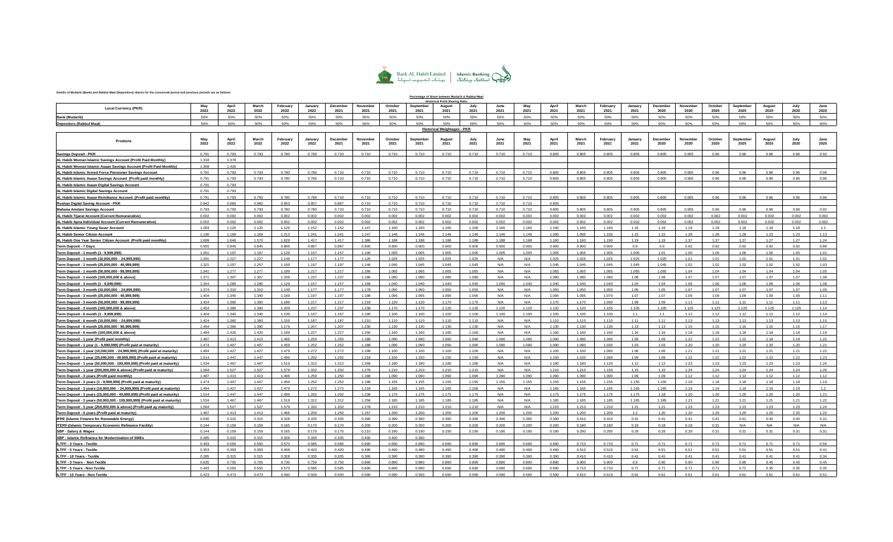Bank AL Habib Limited | Islamic Banking

Details of Mudarib (Bank) and Rabbul Maal (Depositors) shares for the concerned period and previous periods are as follows:

**Percentage of Share between Mudarib & Rabbul-Maal**

**Historical Profit Sharing Ratio**

| Local Currency (PKR) | May 2022 | April 2022 | March 2022 | February 2022 | January 2022 | December 2021 | November 2021 | October 2021 | September 2021 | August 2021 | July 2021 | June 2021 | May 2021 | April 2021 | March 2021 | February 2021 | January 2021 | December 2020 | November 2020 | October 2020 | September 2020 | August 2020 | July 2020 | June 2020 |
|---|---|---|---|---|---|---|---|---|---|---|---|---|---|---|---|---|---|---|---|---|---|---|---|---|
| Bank (Mudarib) | 50% | 50% | 50% | 50% | 50% | 50% | 50% | 50% | 50% | 50% | 50% | 50% | 50% | 50% | 50% | 50% | 50% | 50% | 50% | 50% | 50% | 50% | 50% | 50% |
| Depositors (Rabbul Maal) | 50% | 50% | 50% | 50% | 50% | 50% | 50% | 50% | 50% | 50% | 50% | 50% | 50% | 50% | 50% | 50% | 50% | 50% | 50% | 50% | 50% | 50% | 50% | 50% |

**Historical Weightages - PKR**

| Products | May 2022 | April 2022 | March 2022 | February 2022 | January 2022 | December 2021 | November 2021 | October 2021 | September 2021 | August 2021 | July 2021 | June 2021 | May 2021 | April 2021 | March 2021 | February 2021 | January 2021 | December 2020 | November 2020 | October 2020 | September 2020 | August 2020 | July 2020 | June 2020 |
|---|---|---|---|---|---|---|---|---|---|---|---|---|---|---|---|---|---|---|---|---|---|---|---|---|
| Savings Deposit - PKR | 0.791 | 0.793 | 0.793 | 0.780 | 0.780 | 0.710 | 0.710 | 0.710 | 0.710 | 0.710 | 0.710 | 0.710 | 0.710 | 0.805 | 0.805 | 0.805 | 0.805 | 0.805 | 0.905 | 0.96 | 0.96 | 0.96 | 0.96 | 0.92 |
| AL Habib Woman Islamic Savings Account (Profit Paid Monthly) | 1.318 | 1.378 | | | | | | | | | | | | | | | | | | | | | | |
| AL Habib Woman Islamic Asaan Savings Account (Profit Paid Monthly) | 1.358 | 1.420 | | | | | | | | | | | | | | | | | | | | | | |
| AL Habib Islamic Armed Force Pensioner Savings Account | 0.791 | 0.793 | 0.793 | 0.780 | 0.780 | 0.710 | 0.710 | 0.710 | 0.710 | 0.710 | 0.710 | 0.710 | 0.710 | 0.805 | 0.805 | 0.805 | 0.805 | 0.805 | 0.905 | 0.96 | 0.96 | 0.96 | 0.96 | 0.96 |
| AL Habib Islamic Asaan Savings Account (Profit paid monthly) | 0.791 | 0.793 | 0.793 | 0.780 | 0.780 | 0.710 | 0.710 | 0.710 | 0.710 | 0.710 | 0.710 | 0.710 | 0.710 | 0.805 | 0.805 | 0.805 | 0.805 | 0.805 | 0.905 | 0.96 | 0.96 | 0.96 | 0.96 | 0.96 |
| AL Habib Islamic Asaan Digital Savings Account | 0.791 | 0.793 | | | | | | | | | | | | | | | | | | | | | | |
| AL Habib Islamic Digital Savings Account | 0.791 | 0.793 | | | | | | | | | | | | | | | | | | | | | | |
| AL Habib Islamic Asaan Remittance Account (Profit paid monthly) | 0.791 | 0.793 | 0.793 | 0.780 | 0.780 | 0.710 | 0.710 | 0.710 | 0.710 | 0.710 | 0.710 | 0.710 | 0.710 | 0.805 | 0.805 | 0.805 | 0.805 | 0.805 | 0.905 | 0.96 | 0.96 | 0.96 | 0.96 | 0.96 |
| Roshan Digital Saving Account - PKR | 0.942 | 0.960 | 0.960 | 0.953 | 0.957 | 0.887 | 0.710 | 0.710 | 0.710 | 0.710 | 0.710 | 0.710 | 0.710 | 0.805 | | | | | | | | | | |
| Mahana Amdani Savings Account | 0.793 | 0.793 | 0.793 | 0.780 | 0.780 | 0.710 | 0.710 | 0.710 | 0.710 | 0.710 | 0.710 | 0.710 | 0.710 | 0.805 | 0.805 | 0.805 | 0.805 | 0.805 | 0.905 | 0.96 | 0.96 | 0.96 | 0.96 | 0.92 |
| AL Habib Tijarat Account (Current Remunerative) | 0.002 | 0.002 | 0.002 | 0.002 | 0.002 | 0.002 | 0.002 | 0.002 | 0.002 | 0.002 | 0.002 | 0.002 | 0.002 | 0.002 | 0.002 | 0.002 | 0.002 | 0.002 | 0.002 | 0.002 | 0.002 | 0.002 | 0.002 | 0.002 |
| AL Habib Apna Individual Account (Current Remunerative) | 0.002 | 0.002 | 0.002 | 0.002 | 0.002 | 0.002 | 0.002 | 0.002 | 0.002 | 0.002 | 0.002 | 0.002 | 0.002 | 0.002 | 0.002 | 0.002 | 0.002 | 0.002 | 0.002 | 0.002 | 0.002 | 0.002 | 0.002 | 0.002 |
| AL Habib Islamic Young Saver Account | 1.083 | 1.120 | 1.120 | 1.126 | 1.152 | 1.152 | 1.147 | 1.160 | 1.160 | 1.160 | 1.160 | 1.160 | 1.160 | 1.160 | 1.160 | 1.160 | 1.16 | 1.16 | 1.18 | 1.18 | 1.18 | 1.18 | 1.18 | 1.1 |
| AL Habib Senior Citizen Account | 1.130 | 1.169 | 1.169 | 1.213 | 1.241 | 1.241 | 1.147 | 1.146 | 1.146 | 1.146 | 1.146 | 1.146 | 1.095 | 1.095 | 1.150 | 1.15 | 1.15 | 1.15 | 1.28 | 1.28 | 1.28 | 1.23 | 1.23 | 1.13 |
| AL Habib One Year Senior Citizen Account (Profit paid monthly) | 1.609 | 1.649 | 1.570 | 1.629 | 1.417 | 1.417 | 1.386 | 1.188 | 1.188 | 1.188 | 1.188 | 1.188 | 1.188 | 1.160 | 1.160 | 1.190 | 1.19 | 1.19 | 1.37 | 1.37 | 1.37 | 1.27 | 1.27 | 1.24 |
| Term Deposit - 7 Days | 0.955 | 0.845 | 0.845 | 0.866 | 0.887 | 0.887 | 0.900 | 0.900 | 0.900 | 0.900 | 0.900 | 0.900 | 0.900 | 0.900 | 0.900 | 0.900 | 0.9 | 0.9 | 0.92 | 0.92 | 0.92 | 0.92 | 0.92 | 0.88 |
| Term Deposit - 1 month (1 - 9,999,999) | 1.261 | 1.197 | 1.197 | 1.129 | 1.157 | 1.157 | 1.106 | 1.005 | 1.005 | 1.005 | 1.005 | 1.005 | 1.005 | 1.005 | 1.005 | 1.005 | 1.005 | 1.01 | 1.00 | 1.00 | 1.00 | 1.00 | 1.00 | 1.01 |
| Term Deposit - 1 month (10,000,000 - 24,999,999) | 1.291 | 1.227 | 1.227 | 1.149 | 1.177 | 1.177 | 1.126 | 1.025 | 1.025 | 1.025 | 1.025 | N/A | N/A | 1.025 | 1.025 | 1.025 | 1.025 | 1.025 | 1.01 | 1.01 | 1.01 | 1.01 | 1.01 | 1.02 |
| Term Deposit - 1 month (25,000,000 - 49,999,999) | 1.321 | 1.257 | 1.257 | 1.169 | 1.197 | 1.197 | 1.146 | 1.045 | 1.045 | 1.045 | 1.045 | N/A | N/A | 1.045 | 1.045 | 1.045 | 1.045 | 1.045 | 1.02 | 1.02 | 1.02 | 1.02 | 1.02 | 1.03 |
| Term Deposit - 1 month (50,000,000 - 99,999,999) | 1.341 | 1.277 | 1.277 | 1.189 | 1.217 | 1.217 | 1.166 | 1.065 | 1.065 | 1.065 | 1.065 | N/A | N/A | 1.065 | 1.065 | 1.065 | 1.065 | 1.065 | 1.04 | 1.04 | 1.04 | 1.04 | 1.04 | 1.05 |
| Term Deposit - 1 month (100,000,000 & above) | 1.371 | 1.307 | 1.307 | 1.209 | 1.237 | 1.237 | 1.186 | 1.080 | 1.080 | 1.080 | 1.080 | N/A | N/A | 1.080 | 1.080 | 1.080 | 1.08 | 1.08 | 1.07 | 1.07 | 1.07 | 1.07 | 1.07 | 1.08 |
| Term Deposit - 3 month (1 - 9,999,999) | 1.344 | 1.280 | 1.280 | 1.129 | 1.157 | 1.157 | 1.158 | 1.040 | 1.040 | 1.040 | 1.040 | 1.040 | 1.040 | 1.040 | 1.040 | 1.040 | 1.04 | 1.04 | 1.06 | 1.06 | 1.06 | 1.06 | 1.06 | 1.08 |
| Term Deposit - 3 month (10,000,000 - 24,999,999) | 1.374 | 1.310 | 1.310 | 1.149 | 1.177 | 1.177 | 1.178 | 1.050 | 1.050 | 1.050 | 1.050 | N/A | N/A | 1.050 | 1.050 | 1.050 | 1.05 | 1.05 | 1.07 | 1.07 | 1.07 | 1.07 | 1.07 | 1.09 |
| Term Deposit - 3 month (25,000,000 - 49,999,999) | 1.404 | 1.340 | 1.340 | 1.169 | 1.197 | 1.197 | 1.198 | 1.095 | 1.095 | 1.095 | 1.095 | N/A | N/A | 1.095 | 1.095 | 1.070 | 1.07 | 1.07 | 1.09 | 1.09 | 1.09 | 1.09 | 1.09 | 1.11 |
| Term Deposit - 3 month (50,000,000 - 99,999,999) | 1.424 | 1.360 | 1.360 | 1.189 | 1.217 | 1.217 | 1.218 | 1.120 | 1.120 | 1.170 | 1.170 | N/A | N/A | 1.170 | 1.170 | 1.090 | 1.09 | 1.09 | 1.11 | 1.11 | 1.11 | 1.11 | 1.11 | 1.13 |
| Term Deposit - 3 month (100,000,000 & above) | 1.454 | 1.390 | 1.390 | 1.209 | 1.237 | 1.237 | 1.238 | 1.170 | 1.170 | 1.120 | 1.120 | 1.120 | 1.120 | 1.120 | 1.120 | 1.105 | 1.105 | 1.105 | 1.125 | 1.125 | 1.125 | 1.125 | 1.125 | 1.14 |
| Term Deposit - 6 month (1 - 9,999,999) | 1.404 | 1.340 | 1.340 | 1.139 | 1.167 | 1.167 | 1.190 | 1.100 | 1.100 | 1.100 | 1.100 | 1.100 | 1.100 | 1.100 | 1.100 | 1.100 | 1.1 | 1.1 | 1.12 | 1.12 | 1.12 | 1.12 | 1.12 | 1.14 |
| Term Deposit - 6 month (10,000,000 - 24,999,999) | 1.424 | 1.360 | 1.360 | 1.159 | 1.187 | 1.187 | 1.210 | 1.110 | 1.110 | 1.110 | 1.110 | N/A | N/A | 1.110 | 1.110 | 1.110 | 1.11 | 1.11 | 1.13 | 1.13 | 1.13 | 1.13 | 1.13 | 1.15 |
| Term Deposit - 6 month (25,000,000 - 99,999,999) | 1.454 | 1.390 | 1.390 | 1.179 | 1.207 | 1.207 | 1.230 | 1.130 | 1.130 | 1.130 | 1.130 | N/A | N/A | 1.130 | 1.130 | 1.130 | 1.13 | 1.13 | 1.15 | 1.15 | 1.15 | 1.15 | 1.15 | 1.17 |
| Term Deposit - 6 month (100,000,000 & above) | 1.484 | 1.420 | 1.420 | 1.199 | 1.227 | 1.227 | 1.250 | 1.160 | 1.160 | 1.160 | 1.160 | N/A | N/A | 1.160 | 1.160 | 1.160 | 1.16 | 1.16 | 1.18 | 1.18 | 1.18 | 1.18 | 1.18 | 1.19 |
| Term Deposit - 1 year (Profit paid monthly) | 1.487 | 1.413 | 1.413 | 1.466 | 1.250 | 1.250 | 1.188 | 1.090 | 1.090 | 1.090 | 1.090 | 1.090 | 1.090 | 1.090 | 1.090 | 1.090 | 1.09 | 1.09 | 1.22 | 1.22 | 1.22 | 1.18 | 1.18 | 1.22 |
| Term Deposit - 1 year (1 - 9,999,999) (Profit paid at maturity) | 1.474 | 1.407 | 1.407 | 1.459 | 1.252 | 1.252 | 1.188 | 1.090 | 1.090 | 1.090 | 1.090 | 1.090 | 1.090 | 1.090 | 1.090 | 1.030 | 1.03 | 1.03 | 1.20 | 1.20 | 1.20 | 1.20 | 1.20 | 1.21 |
| Term Deposit - 1 year (10,000,000 - 24,999,999) (Profit paid at maturity) | 1.494 | 1.427 | 1.427 | 1.479 | 1.272 | 1.272 | 1.198 | 1.100 | 1.100 | 1.100 | 1.100 | N/A | N/A | 1.100 | 1.100 | 1.060 | 1.06 | 1.06 | 1.21 | 1.21 | 1.21 | 1.21 | 1.21 | 1.22 |
| Term Deposit - 1 year (25,000,000 - 49,999,999) (Profit paid at maturity) | 1.514 | 1.447 | 1.447 | 1.499 | 1.292 | 1.292 | 1.218 | 1.150 | 1.150 | 1.150 | 1.150 | N/A | N/A | 1.150 | 1.150 | 1.090 | 1.09 | 1.09 | 1.22 | 1.22 | 1.22 | 1.22 | 1.22 | 1.23 |
| Term Deposit - 1 year (50,000,000 - 199,999,999) (Profit paid at maturity) | 1.534 | 1.467 | 1.467 | 1.519 | 1.312 | 1.312 | 1.258 | 1.180 | 1.180 | 1.180 | 1.180 | N/A | N/A | 1.180 | 1.180 | 1.120 | 1.12 | 1.12 | 1.23 | 1.23 | 1.23 | 1.23 | 1.23 | 1.24 |
| Term Deposit - 1 year (200,000,000 & above) (Profit paid at maturity) | 1.594 | 1.527 | 1.527 | 1.579 | 1.332 | 1.332 | 1.278 | 1.210 | 1.210 | 1.210 | 1.210 | N/A | N/A | 1.210 | 1.210 | 1.150 | 1.15 | 1.15 | 1.24 | 1.24 | 1.24 | 1.24 | 1.24 | 1.26 |
| Term Deposit - 3 years (Profit paid monthly) | 1.487 | 1.413 | 1.413 | 1.466 | 1.250 | 1.250 | 1.188 | 1.090 | 1.090 | 1.090 | 1.090 | 1.090 | 1.090 | 1.090 | 1.090 | 1.090 | 1.09 | 1.09 | 1.12 | 1.12 | 1.12 | 1.12 | 1.12 | 1.12 |
| Term Deposit - 3 years (1 - 9,999,999) (Profit paid at maturity) | 1.474 | 1.407 | 1.407 | 1.459 | 1.252 | 1.252 | 1.198 | 1.155 | 1.155 | 1.155 | 1.155 | 1.155 | 1.155 | 1.155 | 1.155 | 1.155 | 1.155 | 1.155 | 1.18 | 1.18 | 1.18 | 1.18 | 1.18 | 1.19 |
| Term Deposit - 3 years (10,000,000 - 24,999,999) (Profit paid at maturity) | 1.494 | 1.427 | 1.427 | 1.479 | 1.272 | 1.272 | 1.218 | 1.165 | 1.165 | 1.165 | 1.165 | 1.165 | 1.165 | 1.165 | 1.165 | 1.165 | 1.165 | 1.165 | 1.19 | 1.19 | 1.19 | 1.19 | 1.19 | 1.2 |
| Term Deposit - 3 years (25,000,000 - 49,999,999) (Profit paid at maturity) | 1.514 | 1.447 | 1.447 | 1.499 | 1.292 | 1.292 | 1.238 | 1.175 | 1.175 | 1.175 | 1.175 | 1.175 | 1.175 | 1.175 | 1.175 | 1.175 | 1.175 | 1.18 | 1.20 | 1.20 | 1.20 | 1.20 | 1.20 | 1.21 |
| Term Deposit - 3 years (50,000,000 - 199,999,999) (Profit paid at maturity) | 1.534 | 1.467 | 1.467 | 1.519 | 1.312 | 1.312 | 1.258 | 1.185 | 1.185 | 1.185 | 1.185 | 1.185 | 1.185 | 1.185 | 1.185 | 1.185 | 1.185 | 1.185 | 1.21 | 1.21 | 1.21 | 1.21 | 1.21 | 1.22 |
| Term Deposit - 3 year (200,000,000 & above) (Profit paid ay maturity) | 1.594 | 1.527 | 1.527 | 1.579 | 1.332 | 1.332 | 1.278 | 1.210 | 1.210 | 1.210 | 1.210 | N/A | 1.210 | 1.210 | 1.210 | 1.210 | 1.21 | 1.21 | 1.23 | 1.23 | 1.23 | 1.23 | 1.23 | 1.24 |
| Term Deposit - 5 years (Profit paid at maturity) | 1.487 | 1.413 | 1.413 | 1.466 | 1.250 | 1.250 | 1.257 | 1.200 | 1.200 | 1.200 | 1.200 | 1.200 | 1.200 | 1.200 | 1.200 | 1.200 | 1.2 | 1.20 | 1.20 | 1.20 | 1.20 | 1.20 | 1.20 | 1.22 |
| IFRE (Islamic Finance for Renewable Energy) | 0.630 | 0.315 | 0.315 | 0.328 | 0.335 | 0.335 | 0.390 | 0.390 | 0.390 | 0.390 | 0.390 | 0.390 | 0.390 | 0.390 | 0.410 | 0.410 | 0.41 | 0.41 | 0.41 | 0.41 | 0.41 | 0.40 | 0.40 | 0.31 |
| ITERF-(Islamic Temporary Economic Refinance Facility) | 0.144 | 0.159 | 0.159 | 0.165 | 0.170 | 0.170 | 0.200 | 0.200 | 0.200 | 0.200 | 0.200 | 0.200 | 0.200 | 0.200 | 0.180 | 0.180 | 0.18 | 0.18 | 0.18 | 0.31 | N/A | N/A | N/A | N/A |
| SBP - Salary & Wages | 0.144 | 0.159 | 0.159 | 0.165 | 0.170 | 0.170 | 0.210 | 0.190 | 0.190 | 0.190 | 0.190 | 0.190 | 0.190 | 0.190 | 0.290 | 0.290 | 0.29 | 0.29 | 0.29 | 0.31 | 0.31 | 0.31 | 0.31 | 0.31 |
| SBP - Islamic Refinance for Modernization of SMEs | 0.285 | 0.315 | 0.315 | 0.328 | 0.335 | 0.335 | 0.400 | 0.400 | 0.390 | | | | | | | | | | | | | | | |
| ILTFF - 3 Years - Textile | 0.493 | 0.550 | 0.550 | 0.570 | 0.585 | 0.585 | 0.690 | 0.690 | 0.690 | 0.690 | 0.690 | 0.690 | 0.690 | 0.690 | 0.710 | 0.710 | 0.71 | 0.71 | 0.71 | 0.71 | 0.71 | 0.71 | 0.71 | 0.56 |
| ILTFF - 5 Years - Textile | 0.353 | 0.393 | 0.393 | 0.408 | 0.420 | 0.420 | 0.490 | 0.490 | 0.490 | 0.490 | 0.490 | 0.490 | 0.490 | 0.490 | 0.510 | 0.510 | 0.51 | 0.51 | 0.51 | 0.51 | 0.51 | 0.51 | 0.51 | 0.41 |
| ILTFF - 10 Years - Textile | 0.285 | 0.315 | 0.315 | 0.328 | 0.335 | 0.335 | 0.390 | 0.390 | 0.390 | 0.390 | 0.390 | 0.390 | 0.390 | 0.390 | 0.410 | 0.410 | 0.41 | 0.41 | 0.41 | 0.41 | 0.41 | 0.41 | 0.41 | 0.34 |
| ILTFF - 3 Years - Non Textile | 0.635 | 0.705 | 0.705 | 0.730 | 0.750 | 0.750 | 0.890 | 0.890 | 0.890 | 0.890 | 0.890 | 0.890 | 0.890 | 0.890 | 0.900 | 0.900 | 0.9 | 0.90 | 0.90 | 0.90 | 0.90 | 0.45 | 0.45 | 0.45 |
| ILTFF - 5 Years - Non Textile | 0.493 | 0.550 | 0.550 | 0.570 | 0.585 | 0.585 | 0.690 | 0.690 | 0.690 | 0.690 | 0.690 | 0.690 | 0.690 | 0.690 | 0.710 | 0.710 | 0.71 | 0.71 | 0.71 | 0.71 | 0.71 | 0.35 | 0.35 | 0.35 |
| ILTFF - 10 Years - Non Textile | 0.423 | 0.473 | 0.473 | 0.490 | 0.500 | 0.500 | 0.590 | 0.590 | 0.590 | 0.590 | 0.590 | 0.590 | 0.590 | 0.590 | 0.610 | 0.610 | 0.61 | 0.61 | 0.61 | 0.61 | 0.61 | 0.61 | 0.61 | 0.51 |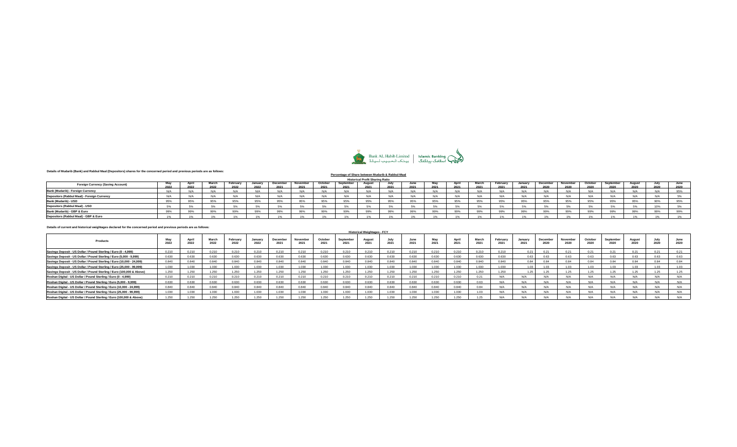Bank AL Habib Limited | Islamic Banking

بینک الحبیب لمیٹڈ | اسلامک بینکنگ

Details of Mudarib (Bank) and Rabbul Maal (Depositors) shares for the concerned period and previous periods are as follows:

**Percentage of Share between Mudarib & Rabbul-Maal**

**Historical Profit Sharing Ratio**

| Foreign Currency (Saving Account) | May 2022 | April 2022 | March 2022 | February 2022 | January 2022 | December 2021 | November 2021 | October 2021 | September 2021 | August 2021 | July 2021 | June 2021 | May 2021 | April 2021 | March 2021 | February 2021 | January 2021 | December 2020 | November 2020 | October 2020 | September 2020 | August 2020 | July 2020 | June 2020 |
|---|---|---|---|---|---|---|---|---|---|---|---|---|---|---|---|---|---|---|---|---|---|---|---|---|
| Bank (Mudarib) - Foreign Currency | N/A | N/A | N/A | N/A | N/A | N/A | N/A | N/A | N/A | N/A | N/A | N/A | N/A | N/A | N/A | N/A | N/A | N/A | N/A | N/A | N/A | N/A | N/A | 95% |
| Depositors (Rabbul Maal) - Foreign Currency | N/A | N/A | N/A | N/A | N/A | N/A | N/A | N/A | N/A | N/A | N/A | N/A | N/A | N/A | N/A | N/A | N/A | N/A | N/A | N/A | N/A | N/A | N/A | 5% |
| Bank (Mudarib) - USD | 95% | 95% | 95% | 95% | 95% | 95% | 95% | 95% | 95% | 95% | 95% | 95% | 95% | 95% | 95% | 95% | 95% | 95% | 95% | 95% | 95% | 95% | 90% | 95% |
| Depositors (Rabbul Maal) - USD | 5% | 5% | 5% | 5% | 5% | 5% | 5% | 5% | 5% | 5% | 5% | 5% | 5% | 5% | 5% | 5% | 5% | 5% | 5% | 5% | 5% | 5% | 10% | 5% |
| Bank (Mudarib) - GBP & Euro | 99% | 99% | 99% | 99% | 99% | 99% | 99% | 99% | 99% | 99% | 99% | 99% | 99% | 99% | 99% | 99% | 99% | 99% | 99% | 99% | 99% | 99% | 99% | 99% |
| Depositors (Rabbul Maal) - GBP & Euro | 1% | 1% | 1% | 1% | 1% | 1% | 1% | 1% | 1% | 1% | 1% | 1% | 1% | 1% | 1% | 1% | 1% | 1% | 1% | 1% | 1% | 1% | 1% | 1% |

Details of current and historical weightages declared for the concerned period and previous periods are as follows:

**Historical Weightages - FCY**

| Products | May 2022 | April 2022 | March 2022 | February 2022 | January 2022 | December 2021 | November 2021 | October 2021 | September 2021 | August 2021 | July 2021 | June 2021 | May 2021 | April 2021 | March 2021 | February 2021 | January 2021 | December 2020 | November 2020 | October 2020 | September 2020 | August 2020 | July 2020 | June 2020 |
|---|---|---|---|---|---|---|---|---|---|---|---|---|---|---|---|---|---|---|---|---|---|---|---|---|
| Savings Deposit - US Dollar / Pound Sterling / Euro (0 - 4,999) | 0.210 | 0.210 | 0.210 | 0.210 | 0.210 | 0.210 | 0.210 | 0.210 | 0.210 | 0.210 | 0.210 | 0.210 | 0.210 | 0.210 | 0.210 | 0.210 | 0.21 | 0.21 | 0.21 | 0.21 | 0.21 | 0.21 | 0.21 | 0.21 |
| Savings Deposit - US Dollar / Pound Sterling / Euro (5,000 - 9,999) | 0.630 | 0.630 | 0.630 | 0.630 | 0.630 | 0.630 | 0.630 | 0.630 | 0.630 | 0.630 | 0.630 | 0.630 | 0.630 | 0.630 | 0.630 | 0.630 | 0.63 | 0.63 | 0.63 | 0.63 | 0.63 | 0.63 | 0.63 | 0.63 |
| Savings Deposit - US Dollar / Pound Sterling / Euro (10,000 - 24,999) | 0.840 | 0.840 | 0.840 | 0.840 | 0.840 | 0.840 | 0.840 | 0.840 | 0.840 | 0.840 | 0.840 | 0.840 | 0.840 | 0.840 | 0.840 | 0.840 | 0.84 | 0.84 | 0.84 | 0.84 | 0.84 | 0.84 | 0.84 | 0.84 |
| Savings Deposit - US Dollar / Pound Sterling / Euro (25,000 - 99,999) | 1.030 | 1.030 | 1.030 | 1.030 | 1.030 | 1.030 | 1.030 | 1.030 | 1.030 | 1.030 | 1.030 | 1.030 | 1.030 | 1.030 | 1.030 | 1.030 | 1.03 | 1.03 | 1.03 | 1.03 | 1.03 | 1.03 | 1.03 | 1.03 |
| Savings Deposit - US Dollar / Pound Sterling / Euro (100,000 & Above) | 1.250 | 1.250 | 1.250 | 1.250 | 1.250 | 1.250 | 1.250 | 1.250 | 1.250 | 1.250 | 1.250 | 1.250 | 1.250 | 1.250 | 1.250 | 1.250 | 1.25 | 1.25 | 1.25 | 1.25 | 1.25 | 1.25 | 1.25 | 1.25 |
| Roshan Digital - US Dollar / Pound Sterling / Euro (0 - 4,999) | 0.210 | 0.210 | 0.210 | 0.210 | 0.210 | 0.210 | 0.210 | 0.210 | 0.210 | 0.210 | 0.210 | 0.210 | 0.210 | 0.210 | 0.21 | N/A | N/A | N/A | N/A | N/A | N/A | N/A | N/A | N/A |
| Roshan Digital - US Dollar / Pound Sterling / Euro (5,000 - 9,999) | 0.630 | 0.630 | 0.630 | 0.630 | 0.630 | 0.630 | 0.630 | 0.630 | 0.630 | 0.630 | 0.630 | 0.630 | 0.630 | 0.630 | 0.63 | N/A | N/A | N/A | N/A | N/A | N/A | N/A | N/A | N/A |
| Roshan Digital - US Dollar / Pound Sterling / Euro (10,000 - 24,999) | 0.840 | 0.840 | 0.840 | 0.840 | 0.840 | 0.840 | 0.840 | 0.840 | 0.840 | 0.840 | 0.840 | 0.840 | 0.840 | 0.840 | 0.84 | N/A | N/A | N/A | N/A | N/A | N/A | N/A | N/A | N/A |
| Roshan Digital - US Dollar / Pound Sterling / Euro (25,000 - 99,999) | 1.030 | 1.030 | 1.030 | 1.030 | 1.030 | 1.030 | 1.030 | 1.030 | 1.030 | 1.030 | 1.030 | 1.030 | 1.030 | 1.030 | 1.03 | N/A | N/A | N/A | N/A | N/A | N/A | N/A | N/A | N/A |
| Roshan Digital - US Dollar / Pound Sterling / Euro (100,000 & Above) | 1.250 | 1.250 | 1.250 | 1.250 | 1.250 | 1.250 | 1.250 | 1.250 | 1.250 | 1.250 | 1.250 | 1.250 | 1.250 | 1.250 | 1.25 | N/A | N/A | N/A | N/A | N/A | N/A | N/A | N/A | N/A |